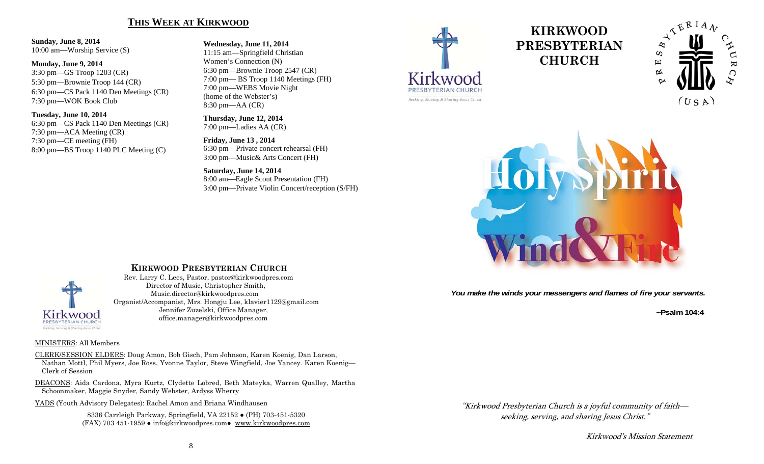## THIS WEEK AT KIRKWOOD

**Sunday, June 8, 2014**
10:00 am—Worship Service (S)

**Monday, June 9, 2014**
3:30 pm—GS Troop 1203 (CR)
5:30 pm—Brownie Troop 144 (CR)
6:30 pm—CS Pack 1140 Den Meetings (CR)
7:30 pm—WOK Book Club

**Tuesday, June 10, 2014**
6:30 pm—CS Pack 1140 Den Meetings (CR)
7:30 pm—ACA Meeting (CR)
7:30 pm—CE meeting (FH)
8:00 pm—BS Troop 1140 PLC Meeting (C)

**Wednesday, June 11, 2014**
11:15 am—Springfield Christian Women's Connection (N)
6:30 pm—Brownie Troop 2547 (CR)
7:00 pm— BS Troop 1140 Meetings (FH)
7:00 pm—WEBS Movie Night (home of the Webster's)
8:30 pm—AA (CR)

**Thursday, June 12, 2014**
7:00 pm—Ladies AA (CR)

**Friday, June 13 , 2014**
6:30 pm—Private concert rehearsal (FH)
3:00 pm—Music& Arts Concert (FH)

**Saturday, June 14, 2014**
8:00 am—Eagle Scout Presentation (FH)
3:00 pm—Private Violin Concert/reception (S/FH)

### KIRKWOOD PRESBYTERIAN CHURCH

Rev. Larry C. Lees, Pastor, pastor@kirkwoodpres.com
Director of Music, Christopher Smith, Music.director@kirkwoodpres.com
Organist/Accompanist, Mrs. Hongju Lee, klavier1129@gmail.com
Jennifer Zuzelski, Office Manager, office.manager@kirkwoodpres.com

MINISTERS: All Members

CLERK/SESSION ELDERS: Doug Amon, Bob Gisch, Pam Johnson, Karen Koenig, Dan Larson, Nathan Mottl, Phil Myers, Joe Ross, Yvonne Taylor, Steve Wingfield, Joe Yancey. Karen Koenig—Clerk of Session

DEACONS: Aida Cardona, Myra Kurtz, Clydette Lobred, Beth Mateyka, Warren Qualley, Martha Schoonmaker, Maggie Snyder, Sandy Webster, Ardyss Wherry

YADS (Youth Advisory Delegates): Rachel Amon and Briana Windhausen

8336 Carrleigh Parkway, Springfield, VA 22152 ● (PH) 703-451-5320
(FAX) 703 451-1959 ● info@kirkwoodpres.com● www.kirkwoodpres.com

# KIRKWOOD PRESBYTERIAN CHURCH

Kirkwood Presbyterian Church
*Seeking, Serving & Sharing Jesus Christ*

Presbyterian Church (USA)

# Holy Spirit Wind&Fire

***You make the winds your messengers and flames of fire your servants.***

**~Psalm 104:4**

*"Kirkwood Presbyterian Church is a joyful community of faith—seeking, serving, and sharing Jesus Christ."*

*Kirkwood's Mission Statement*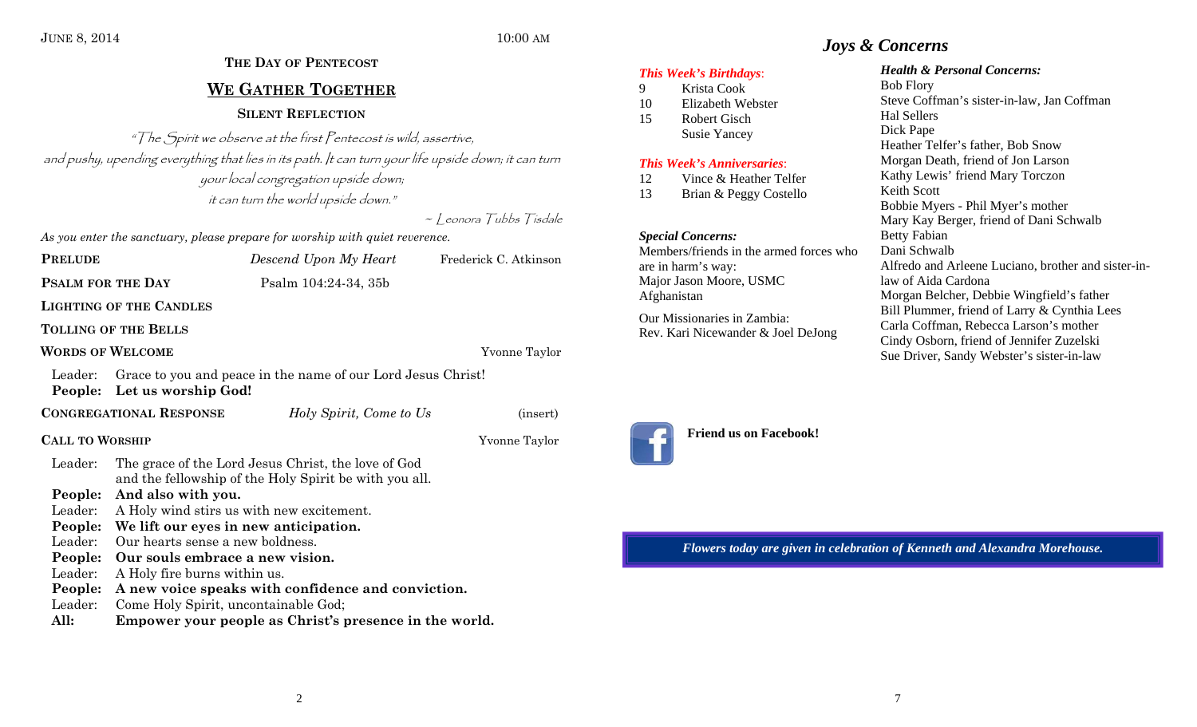JUNE 8, 2014 10:00 AM

**THE DAY OF PENTECOST**

## WE GATHER TOGETHER

**SILENT REFLECTION**

*"The Spirit we observe at the first Pentecost is wild, assertive, and pushy, upending everything that lies in its path. It can turn your life upside down; it can turn your local congregation upside down; it can turn the world upside down."*

*~ Leonora Tubbs Tisdale*

*As you enter the sanctuary, please prepare for worship with quiet reverence.*

**PRELUDE** *Descend Upon My Heart* Frederick C. Atkinson

**PSALM FOR THE DAY** Psalm 104:24-34, 35b

**LIGHTING OF THE CANDLES**

**TOLLING OF THE BELLS**

**WORDS OF WELCOME** Yvonne Taylor

Leader: Grace to you and peace in the name of our Lord Jesus Christ!
**People: Let us worship God!**

**CONGREGATIONAL RESPONSE** *Holy Spirit, Come to Us* (insert)

**CALL TO WORSHIP** Yvonne Taylor

Leader: The grace of the Lord Jesus Christ, the love of God and the fellowship of the Holy Spirit be with you all.
**People: And also with you.**
Leader: A Holy wind stirs us with new excitement.
**People: We lift our eyes in new anticipation.**
Leader: Our hearts sense a new boldness.
**People: Our souls embrace a new vision.**
Leader: A Holy fire burns within us.
**People: A new voice speaks with confidence and conviction.**
Leader: Come Holy Spirit, uncontainable God;
**All: Empower your people as Christ's presence in the world.**

## *Joys & Concerns*

***This Week's Birthdays:***

9 Krista Cook
10 Elizabeth Webster
15 Robert Gisch
Susie Yancey

***This Week's Anniversaries:***

12 Vince & Heather Telfer
13 Brian & Peggy Costello

***Special Concerns:***

Members/friends in the armed forces who are in harm's way:
Major Jason Moore, USMC
Afghanistan

Our Missionaries in Zambia:
Rev. Kari Nicewander & Joel DeJong

***Health & Personal Concerns:***

Bob Flory
Steve Coffman's sister-in-law, Jan Coffman
Hal Sellers
Dick Pape
Heather Telfer's father, Bob Snow
Morgan Death, friend of Jon Larson
Kathy Lewis' friend Mary Torczon
Keith Scott
Bobbie Myers - Phil Myer's mother
Mary Kay Berger, friend of Dani Schwalb
Betty Fabian
Dani Schwalb
Alfredo and Arleene Luciano, brother and sister-in-law of Aida Cardona
Morgan Belcher, Debbie Wingfield's father
Bill Plummer, friend of Larry & Cynthia Lees
Carla Coffman, Rebecca Larson's mother
Cindy Osborn, friend of Jennifer Zuzelski
Sue Driver, Sandy Webster's sister-in-law

**Friend us on Facebook!**

*Flowers today are given in celebration of Kenneth and Alexandra Morehouse.*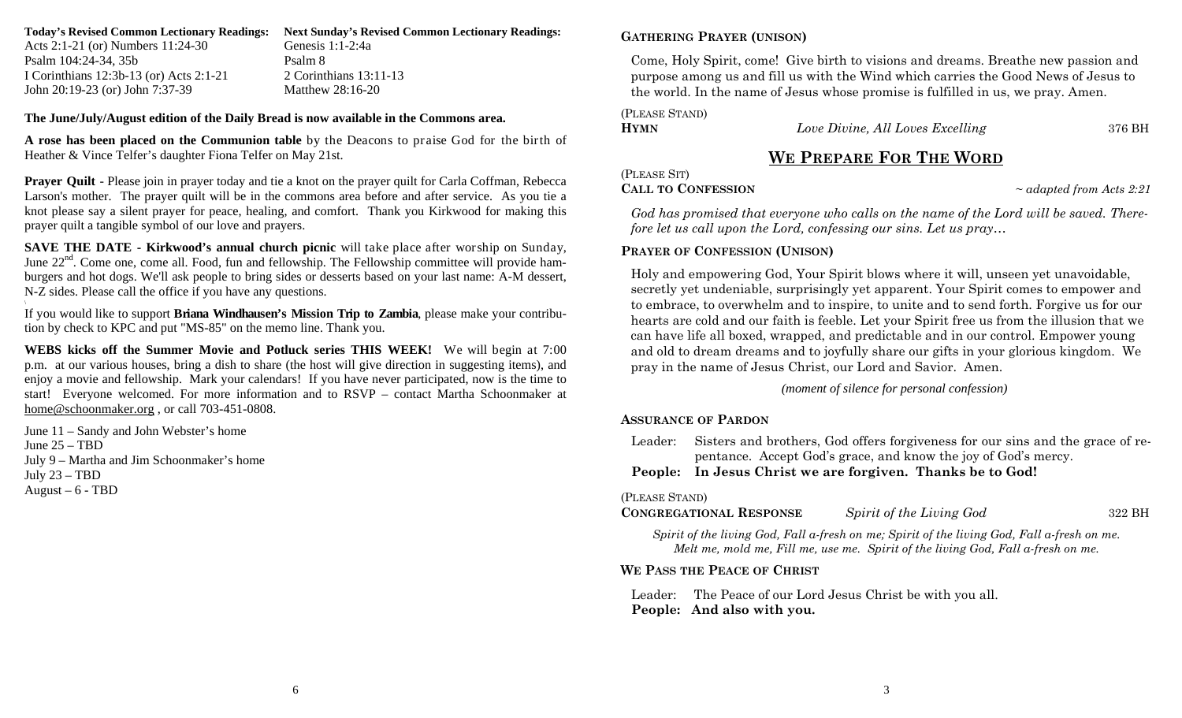**Today's Revised Common Lectionary Readings:**
Acts 2:1-21 (or) Numbers 11:24-30
Psalm 104:24-34, 35b
I Corinthians 12:3b-13 (or) Acts 2:1-21
John 20:19-23 (or) John 7:37-39

**Next Sunday's Revised Common Lectionary Readings:**
Genesis 1:1-2:4a
Psalm 8
2 Corinthians 13:11-13
Matthew 28:16-20

**The June/July/August edition of the Daily Bread is now available in the Commons area.**

**A rose has been placed on the Communion table** by the Deacons to praise God for the birth of Heather & Vince Telfer's daughter Fiona Telfer on May 21st.

**Prayer Quilt** - Please join in prayer today and tie a knot on the prayer quilt for Carla Coffman, Rebecca Larson's mother. The prayer quilt will be in the commons area before and after service. As you tie a knot please say a silent prayer for peace, healing, and comfort. Thank you Kirkwood for making this prayer quilt a tangible symbol of our love and prayers.

**SAVE THE DATE - Kirkwood's annual church picnic** will take place after worship on Sunday, June 22nd. Come one, come all. Food, fun and fellowship. The Fellowship committee will provide hamburgers and hot dogs. We'll ask people to bring sides or desserts based on your last name: A-M dessert, N-Z sides. Please call the office if you have any questions.

If you would like to support **Briana Windhausen's Mission Trip to Zambia**, please make your contribution by check to KPC and put "MS-85" on the memo line. Thank you.

**WEBS kicks off the Summer Movie and Potluck series THIS WEEK!** We will begin at 7:00 p.m. at our various houses, bring a dish to share (the host will give direction in suggesting items), and enjoy a movie and fellowship. Mark your calendars! If you have never participated, now is the time to start! Everyone welcomed. For more information and to RSVP – contact Martha Schoonmaker at home@schoonmaker.org , or call 703-451-0808.

June 11 – Sandy and John Webster's home
June 25 – TBD
July 9 – Martha and Jim Schoonmaker's home
July 23 – TBD
August – 6 - TBD

**GATHERING PRAYER (UNISON)**

Come, Holy Spirit, come! Give birth to visions and dreams. Breathe new passion and purpose among us and fill us with the Wind which carries the Good News of Jesus to the world. In the name of Jesus whose promise is fulfilled in us, we pray. Amen.

(PLEASE STAND)
**HYMN** *Love Divine, All Loves Excelling* 376 BH

## WE PREPARE FOR THE WORD

(PLEASE SIT)
**CALL TO CONFESSION** *~ adapted from Acts 2:21*

*God has promised that everyone who calls on the name of the Lord will be saved. Therefore let us call upon the Lord, confessing our sins. Let us pray…*

**PRAYER OF CONFESSION (UNISON)**

Holy and empowering God, Your Spirit blows where it will, unseen yet unavoidable, secretly yet undeniable, surprisingly yet apparent. Your Spirit comes to empower and to embrace, to overwhelm and to inspire, to unite and to send forth. Forgive us for our hearts are cold and our faith is feeble. Let your Spirit free us from the illusion that we can have life all boxed, wrapped, and predictable and in our control. Empower young and old to dream dreams and to joyfully share our gifts in your glorious kingdom. We pray in the name of Jesus Christ, our Lord and Savior. Amen.

*(moment of silence for personal confession)*

**ASSURANCE OF PARDON**

Leader: Sisters and brothers, God offers forgiveness for our sins and the grace of repentance. Accept God's grace, and know the joy of God's mercy.
**People: In Jesus Christ we are forgiven. Thanks be to God!**

(PLEASE STAND)
**CONGREGATIONAL RESPONSE** *Spirit of the Living God* 322 BH

*Spirit of the living God, Fall a-fresh on me; Spirit of the living God, Fall a-fresh on me.*
*Melt me, mold me, Fill me, use me. Spirit of the living God, Fall a-fresh on me.*

**WE PASS THE PEACE OF CHRIST**

Leader: The Peace of our Lord Jesus Christ be with you all.
**People: And also with you.**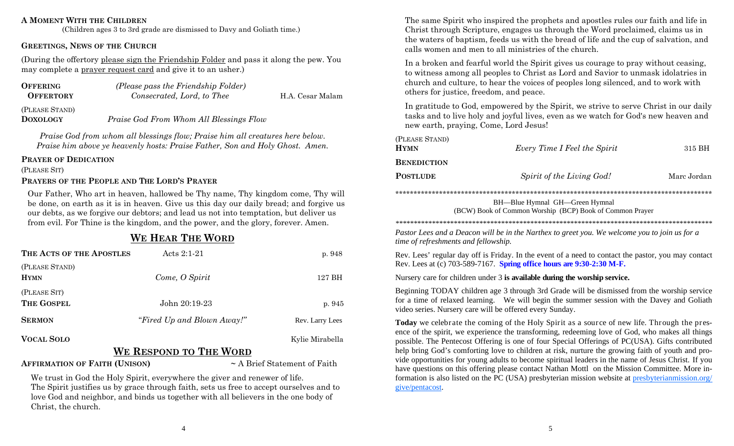**A Moment With the Children**

(Children ages 3 to 3rd grade are dismissed to Davy and Goliath time.)

**Greetings, News of the Church**

(During the offertory please sign the Friendship Folder and pass it along the pew. You may complete a prayer request card and give it to an usher.)

| | | |
|---|---|---|
| **Offering** | *(Please pass the Friendship Folder)* | |
| **Offertory** | *Consecrated, Lord, to Thee* | H.A. Cesar Malam |

(Please Stand)

**Doxology** *Praise God From Whom All Blessings Flow*

*Praise God from whom all blessings flow; Praise him all creatures here below.*
*Praise him above ye heavenly hosts: Praise Father, Son and Holy Ghost. Amen.*

**Prayer of Dedication**

(Please Sit)

**Prayers of the People and The Lord's Prayer**

Our Father, Who art in heaven, hallowed be Thy name, Thy kingdom come, Thy will be done, on earth as it is in heaven. Give us this day our daily bread; and forgive us our debts, as we forgive our debtors; and lead us not into temptation, but deliver us from evil. For Thine is the kingdom, and the power, and the glory, forever. Amen.

## We Hear The Word

| | | |
|---|---|---|
| **The Acts of the Apostles** | Acts 2:1-21 | p. 948 |
| (Please Stand) **Hymn** | *Come, O Spirit* | 127 BH |
| (Please Sit) **The Gospel** | John 20:19-23 | p. 945 |
| **Sermon** | "*Fired Up and Blown Away!*" | Rev. Larry Lees |
| **Vocal Solo** | | Kylie Mirabella |

## We Respond To The Word

**Affirmation of Faith (Unison)** ~ A Brief Statement of Faith

We trust in God the Holy Spirit, everywhere the giver and renewer of life.
The Spirit justifies us by grace through faith, sets us free to accept ourselves and to love God and neighbor, and binds us together with all believers in the one body of Christ, the church.

The same Spirit who inspired the prophets and apostles rules our faith and life in Christ through Scripture, engages us through the Word proclaimed, claims us in the waters of baptism, feeds us with the bread of life and the cup of salvation, and calls women and men to all ministries of the church.

In a broken and fearful world the Spirit gives us courage to pray without ceasing, to witness among all peoples to Christ as Lord and Savior to unmask idolatries in church and culture, to hear the voices of peoples long silenced, and to work with others for justice, freedom, and peace.

In gratitude to God, empowered by the Spirit, we strive to serve Christ in our daily tasks and to live holy and joyful lives, even as we watch for God's new heaven and new earth, praying, Come, Lord Jesus!

| | | |
|---|---|---|
| (Please Stand) **Hymn** | *Every Time I Feel the Spirit* | 315 BH |
| **Benediction** | | |
| **Postlude** | *Spirit of the Living God!* | Marc Jordan |

*******************************************************************************************

BH—Blue Hymnal GH—Green Hymnal
(BCW) Book of Common Worship (BCP) Book of Common Prayer

*******************************************************************************************

*Pastor Lees and a Deacon will be in the Narthex to greet you. We welcome you to join us for a time of refreshments and fellowship.*

Rev. Lees' regular day off is Friday. In the event of a need to contact the pastor, you may contact Rev. Lees at (c) 703-589-7167. **Spring office hours are 9:30-2:30 M-F.**

Nursery care for children under 3 **is available during the worship service.**

Beginning TODAY children age 3 through 3rd Grade will be dismissed from the worship service for a time of relaxed learning. We will begin the summer session with the Davey and Goliath video series. Nursery care will be offered every Sunday.

**Today** we celebrate the coming of the Holy Spirit as a source of new life. Through the presence of the spirit, we experience the transforming, redeeming love of God, who makes all things possible. The Pentecost Offering is one of four Special Offerings of PC(USA). Gifts contributed help bring God's comforting love to children at risk, nurture the growing faith of youth and provide opportunities for young adults to become spiritual leaders in the name of Jesus Christ. If you have questions on this offering please contact Nathan Mottl on the Mission Committee. More information is also listed on the PC (USA) presbyterian mission website at presbyterianmission.org/give/pentacost.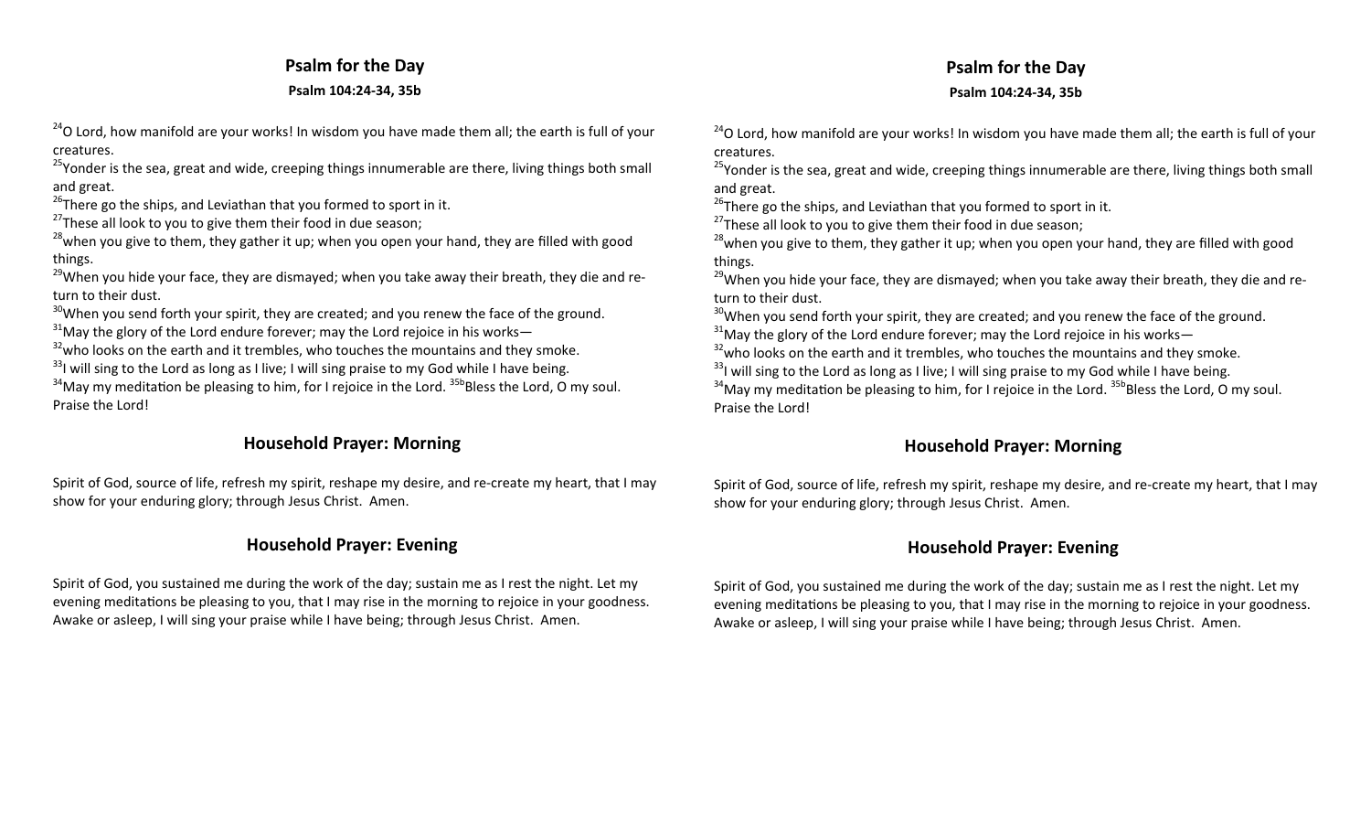## Psalm for the Day

**Psalm 104:24-34, 35b**

[24]O Lord, how manifold are your works! In wisdom you have made them all; the earth is full of your creatures.
[25]Yonder is the sea, great and wide, creeping things innumerable are there, living things both small and great.
[26]There go the ships, and Leviathan that you formed to sport in it.
[27]These all look to you to give them their food in due season;
[28]when you give to them, they gather it up; when you open your hand, they are filled with good things.
[29]When you hide your face, they are dismayed; when you take away their breath, they die and re-turn to their dust.
[30]When you send forth your spirit, they are created; and you renew the face of the ground.
[31]May the glory of the Lord endure forever; may the Lord rejoice in his works—
[32]who looks on the earth and it trembles, who touches the mountains and they smoke.
[33]I will sing to the Lord as long as I live; I will sing praise to my God while I have being.
[34]May my meditation be pleasing to him, for I rejoice in the Lord. [35b]Bless the Lord, O my soul. Praise the Lord!

## Household Prayer: Morning

Spirit of God, source of life, refresh my spirit, reshape my desire, and re-create my heart, that I may show for your enduring glory; through Jesus Christ. Amen.

## Household Prayer: Evening

Spirit of God, you sustained me during the work of the day; sustain me as I rest the night. Let my evening meditations be pleasing to you, that I may rise in the morning to rejoice in your goodness. Awake or asleep, I will sing your praise while I have being; through Jesus Christ. Amen.

## Psalm for the Day

**Psalm 104:24-34, 35b**

[24]O Lord, how manifold are your works! In wisdom you have made them all; the earth is full of your creatures.
[25]Yonder is the sea, great and wide, creeping things innumerable are there, living things both small and great.
[26]There go the ships, and Leviathan that you formed to sport in it.
[27]These all look to you to give them their food in due season;
[28]when you give to them, they gather it up; when you open your hand, they are filled with good things.
[29]When you hide your face, they are dismayed; when you take away their breath, they die and re-turn to their dust.
[30]When you send forth your spirit, they are created; and you renew the face of the ground.
[31]May the glory of the Lord endure forever; may the Lord rejoice in his works—
[32]who looks on the earth and it trembles, who touches the mountains and they smoke.
[33]I will sing to the Lord as long as I live; I will sing praise to my God while I have being.
[34]May my meditation be pleasing to him, for I rejoice in the Lord. [35b]Bless the Lord, O my soul. Praise the Lord!

## Household Prayer: Morning

Spirit of God, source of life, refresh my spirit, reshape my desire, and re-create my heart, that I may show for your enduring glory; through Jesus Christ. Amen.

## Household Prayer: Evening

Spirit of God, you sustained me during the work of the day; sustain me as I rest the night. Let my evening meditations be pleasing to you, that I may rise in the morning to rejoice in your goodness. Awake or asleep, I will sing your praise while I have being; through Jesus Christ. Amen.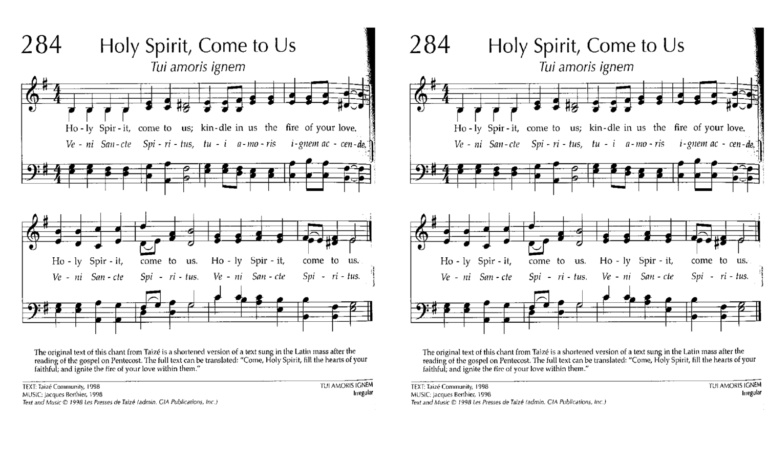# 284 Holy Spirit, Come to Us

*Tui amoris ignem*

Ho - ly Spir - it, come to us; kin - dle in us the fire of your love.

*Ve - ni San - cte Spi - ri - tus, tu - i a - mo - ris i - gnem ac - cen - de.*

Ho - ly Spir - it, come to us. Ho - ly Spir - it, come to us.

*Ve - ni San - cte Spi - ri - tus. Ve - ni San - cte Spi - ri - tus.*

The original text of this chant from Taizé is a shortened version of a text sung in the Latin mass after the reading of the gospel on Pentecost. The full text can be translated: "Come, Holy Spirit, fill the hearts of your faithful; and ignite the fire of your love within them."

TEXT: Taizé Community, 1998
MUSIC: Jacques Berthier, 1998
*Text and Music © 1998 Les Presses de Taizé (admin. GIA Publications, Inc.)*

TUI AMORIS IGNEM
Irregular

# 284 Holy Spirit, Come to Us

*Tui amoris ignem*

Ho - ly Spir - it, come to us; kin - dle in us the fire of your love.

*Ve - ni San - cte Spi - ri - tus, tu - i a - mo - ris i - gnem ac - cen - de.*

Ho - ly Spir - it, come to us. Ho - ly Spir - it, come to us.

*Ve - ni San - cte Spi - ri - tus. Ve - ni San - cte Spi - ri - tus.*

The original text of this chant from Taizé is a shortened version of a text sung in the Latin mass after the reading of the gospel on Pentecost. The full text can be translated: "Come, Holy Spirit, fill the hearts of your faithful; and ignite the fire of your love within them."

TEXT: Taizé Community, 1998
MUSIC: Jacques Berthier, 1998
*Text and Music © 1998 Les Presses de Taizé (admin. GIA Publications, Inc.)*

TUI AMORIS IGNEM
Irregular